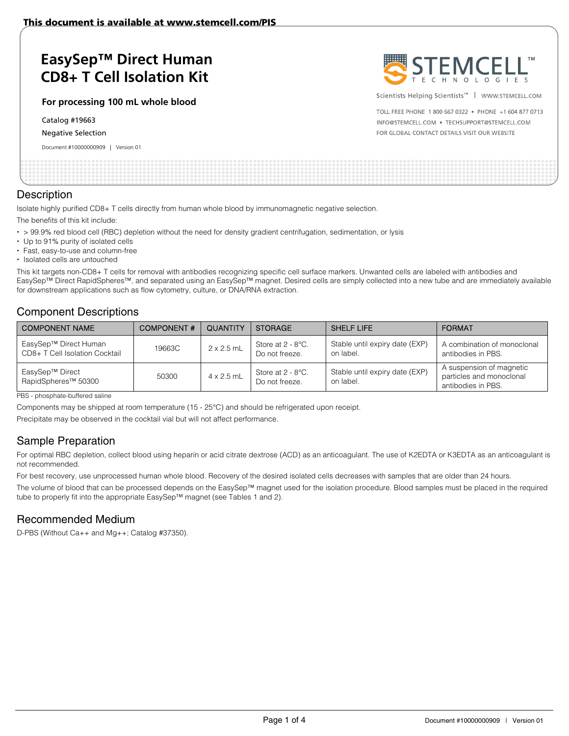This document is available at www.stemcell.com/PIS

# EasySep™ Direct Human CD8+ T Cell Isolation Kit

**For processing 100 mL whole blood**

Catalog #19663

Negative Selection

Document #10000000909 | Version 01

Scientists Helping Scientists™ | WWW.STEMCELL.COM

TOLL FREE PHONE 1 800 667 0322 • PHONE +1 604 877 0713

INFO@STEMCELL.COM • TECHSUPPORT@STEMCELL.COM

FOR GLOBAL CONTACT DETAILS VISIT OUR WEBSITE

## Description

Isolate highly purified CD8+ T cells directly from human whole blood by immunomagnetic negative selection.

The benefits of this kit include:

- > 99.9% red blood cell (RBC) depletion without the need for density gradient centrifugation, sedimentation, or lysis
- Up to 91% purity of isolated cells
- Fast, easy-to-use and column-free
- Isolated cells are untouched

This kit targets non-CD8+ T cells for removal with antibodies recognizing specific cell surface markers. Unwanted cells are labeled with antibodies and EasySep™ Direct RapidSpheres™, and separated using an EasySep™ magnet. Desired cells are simply collected into a new tube and are immediately available for downstream applications such as flow cytometry, culture, or DNA/RNA extraction.

## Component Descriptions

| COMPONENT NAME | COMPONENT # | QUANTITY | STORAGE | SHELF LIFE | FORMAT |
|---|---|---|---|---|---|
| EasySep™ Direct Human CD8+ T Cell Isolation Cocktail | 19663C | 2 x 2.5 mL | Store at 2 - 8°C. Do not freeze. | Stable until expiry date (EXP) on label. | A combination of monoclonal antibodies in PBS. |
| EasySep™ Direct RapidSpheres™ 50300 | 50300 | 4 x 2.5 mL | Store at 2 - 8°C. Do not freeze. | Stable until expiry date (EXP) on label. | A suspension of magnetic particles and monoclonal antibodies in PBS. |

PBS - phosphate-buffered saline

Components may be shipped at room temperature (15 - 25°C) and should be refrigerated upon receipt.

Precipitate may be observed in the cocktail vial but will not affect performance.

## Sample Preparation

For optimal RBC depletion, collect blood using heparin or acid citrate dextrose (ACD) as an anticoagulant. The use of K2EDTA or K3EDTA as an anticoagulant is not recommended.

For best recovery, use unprocessed human whole blood. Recovery of the desired isolated cells decreases with samples that are older than 24 hours.

The volume of blood that can be processed depends on the EasySep™ magnet used for the isolation procedure. Blood samples must be placed in the required tube to properly fit into the appropriate EasySep™ magnet (see Tables 1 and 2).

## Recommended Medium

D-PBS (Without Ca++ and Mg++; Catalog #37350).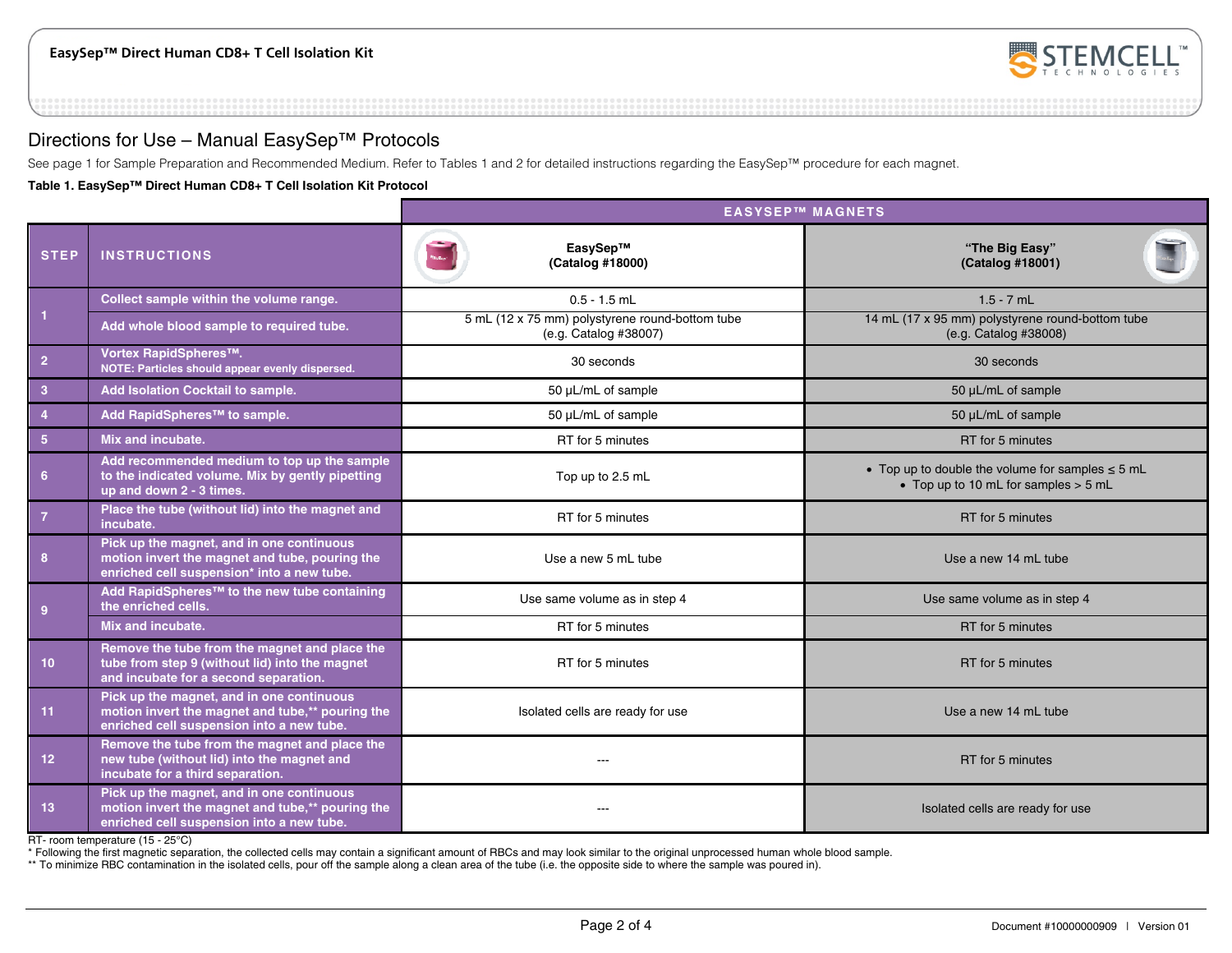## Directions for Use – Manual EasySep™ Protocols

See page 1 for Sample Preparation and Recommended Medium. Refer to Tables 1 and 2 for detailed instructions regarding the EasySep™ procedure for each magnet.

**Table 1. EasySep™ Direct Human CD8+ T Cell Isolation Kit Protocol**

| STEP | INSTRUCTIONS | EASYSEP™ MAGNETS: EasySep™ (Catalog #18000) | EASYSEP™ MAGNETS: "The Big Easy" (Catalog #18001) |
|---|---|---|---|
| 1 | Collect sample within the volume range. | 0.5 - 1.5 mL | 1.5 - 7 mL |
| | Add whole blood sample to required tube. | 5 mL (12 x 75 mm) polystyrene round-bottom tube (e.g. Catalog #38007) | 14 mL (17 x 95 mm) polystyrene round-bottom tube (e.g. Catalog #38008) |
| 2 | Vortex RapidSpheres™. NOTE: Particles should appear evenly dispersed. | 30 seconds | 30 seconds |
| 3 | Add Isolation Cocktail to sample. | 50 µL/mL of sample | 50 µL/mL of sample |
| 4 | Add RapidSpheres™ to sample. | 50 µL/mL of sample | 50 µL/mL of sample |
| 5 | Mix and incubate. | RT for 5 minutes | RT for 5 minutes |
| 6 | Add recommended medium to top up the sample to the indicated volume. Mix by gently pipetting up and down 2 - 3 times. | Top up to 2.5 mL | • Top up to double the volume for samples ≤ 5 mL<br>• Top up to 10 mL for samples > 5 mL |
| 7 | Place the tube (without lid) into the magnet and incubate. | RT for 5 minutes | RT for 5 minutes |
| 8 | Pick up the magnet, and in one continuous motion invert the magnet and tube, pouring the enriched cell suspension* into a new tube. | Use a new 5 mL tube | Use a new 14 mL tube |
| 9 | Add RapidSpheres™ to the new tube containing the enriched cells. | Use same volume as in step 4 | Use same volume as in step 4 |
| | Mix and incubate. | RT for 5 minutes | RT for 5 minutes |
| 10 | Remove the tube from the magnet and place the tube from step 9 (without lid) into the magnet and incubate for a second separation. | RT for 5 minutes | RT for 5 minutes |
| 11 | Pick up the magnet, and in one continuous motion invert the magnet and tube,** pouring the enriched cell suspension into a new tube. | Isolated cells are ready for use | Use a new 14 mL tube |
| 12 | Remove the tube from the magnet and place the new tube (without lid) into the magnet and incubate for a third separation. | --- | RT for 5 minutes |
| 13 | Pick up the magnet, and in one continuous motion invert the magnet and tube,** pouring the enriched cell suspension into a new tube. | --- | Isolated cells are ready for use |

RT- room temperature (15 - 25°C)

* Following the first magnetic separation, the collected cells may contain a significant amount of RBCs and may look similar to the original unprocessed human whole blood sample.

** To minimize RBC contamination in the isolated cells, pour off the sample along a clean area of the tube (i.e. the opposite side to where the sample was poured in).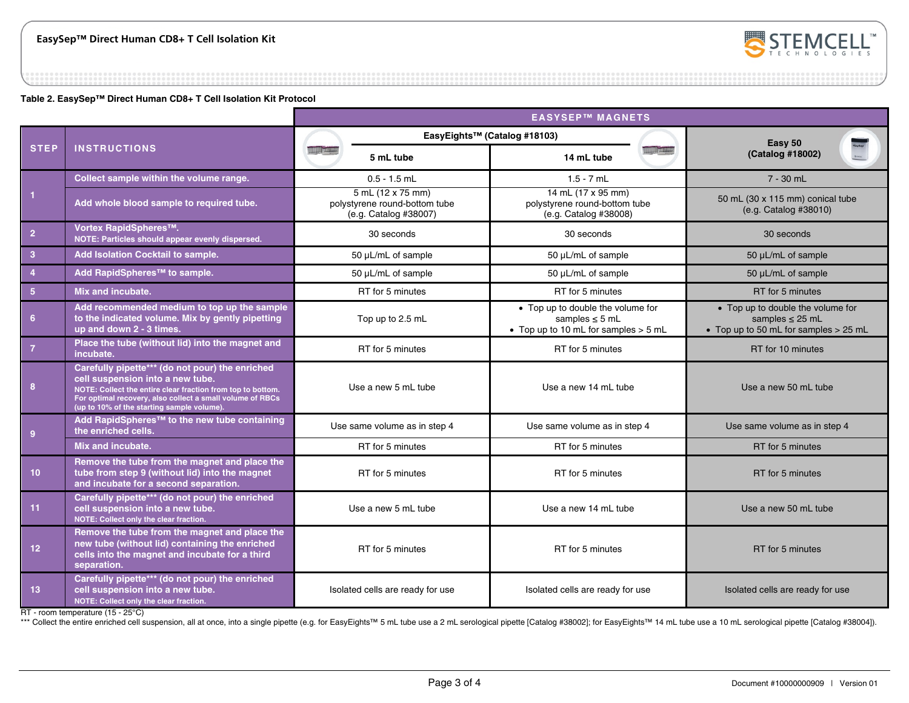**Table 2. EasySep™ Direct Human CD8+ T Cell Isolation Kit Protocol**

| STEP | INSTRUCTIONS | EASYSEP™ MAGNETS: EasyEights™ (Catalog #18103) 5 mL tube | EASYSEP™ MAGNETS: EasyEights™ (Catalog #18103) 14 mL tube | EASYSEP™ MAGNETS: Easy 50 (Catalog #18002) |
|---|---|---|---|---|
| 1 | Collect sample within the volume range. | 0.5 - 1.5 mL | 1.5 - 7 mL | 7 - 30 mL |
| | Add whole blood sample to required tube. | 5 mL (12 x 75 mm) polystyrene round-bottom tube (e.g. Catalog #38007) | 14 mL (17 x 95 mm) polystyrene round-bottom tube (e.g. Catalog #38008) | 50 mL (30 x 115 mm) conical tube (e.g. Catalog #38010) |
| 2 | Vortex RapidSpheres™. NOTE: Particles should appear evenly dispersed. | 30 seconds | 30 seconds | 30 seconds |
| 3 | Add Isolation Cocktail to sample. | 50 µL/mL of sample | 50 µL/mL of sample | 50 µL/mL of sample |
| 4 | Add RapidSpheres™ to sample. | 50 µL/mL of sample | 50 µL/mL of sample | 50 µL/mL of sample |
| 5 | Mix and incubate. | RT for 5 minutes | RT for 5 minutes | RT for 5 minutes |
| 6 | Add recommended medium to top up the sample to the indicated volume. Mix by gently pipetting up and down 2 - 3 times. | Top up to 2.5 mL | • Top up to double the volume for samples ≤ 5 mL • Top up to 10 mL for samples > 5 mL | • Top up to double the volume for samples ≤ 25 mL • Top up to 50 mL for samples > 25 mL |
| 7 | Place the tube (without lid) into the magnet and incubate. | RT for 5 minutes | RT for 5 minutes | RT for 10 minutes |
| 8 | Carefully pipette*** (do not pour) the enriched cell suspension into a new tube. NOTE: Collect the entire clear fraction from top to bottom. For optimal recovery, also collect a small volume of RBCs (up to 10% of the starting sample volume). | Use a new 5 mL tube | Use a new 14 mL tube | Use a new 50 mL tube |
| 9 | Add RapidSpheres™ to the new tube containing the enriched cells. | Use same volume as in step 4 | Use same volume as in step 4 | Use same volume as in step 4 |
| | Mix and incubate. | RT for 5 minutes | RT for 5 minutes | RT for 5 minutes |
| 10 | Remove the tube from the magnet and place the tube from step 9 (without lid) into the magnet and incubate for a second separation. | RT for 5 minutes | RT for 5 minutes | RT for 5 minutes |
| 11 | Carefully pipette*** (do not pour) the enriched cell suspension into a new tube. NOTE: Collect only the clear fraction. | Use a new 5 mL tube | Use a new 14 mL tube | Use a new 50 mL tube |
| 12 | Remove the tube from the magnet and place the new tube (without lid) containing the enriched cells into the magnet and incubate for a third separation. | RT for 5 minutes | RT for 5 minutes | RT for 5 minutes |
| 13 | Carefully pipette*** (do not pour) the enriched cell suspension into a new tube. NOTE: Collect only the clear fraction. | Isolated cells are ready for use | Isolated cells are ready for use | Isolated cells are ready for use |

RT - room temperature (15 - 25°C)

*** Collect the entire enriched cell suspension, all at once, into a single pipette (e.g. for EasyEights™ 5 mL tube use a 2 mL serological pipette [Catalog #38002]; for EasyEights™ 14 mL tube use a 10 mL serological pipette [Catalog #38004]).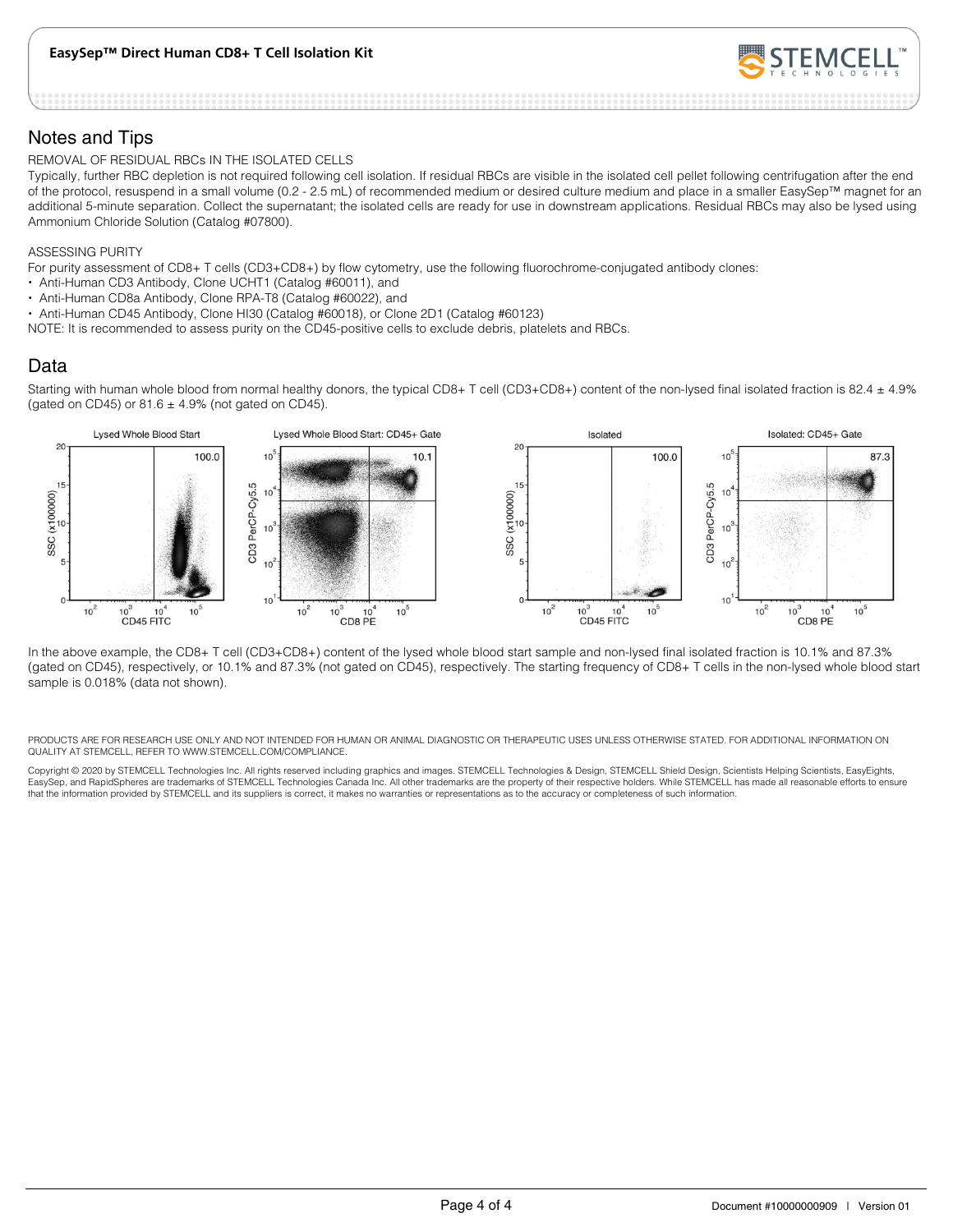## Notes and Tips

REMOVAL OF RESIDUAL RBCs IN THE ISOLATED CELLS

Typically, further RBC depletion is not required following cell isolation. If residual RBCs are visible in the isolated cell pellet following centrifugation after the end of the protocol, resuspend in a small volume (0.2 - 2.5 mL) of recommended medium or desired culture medium and place in a smaller EasySep™ magnet for an additional 5-minute separation. Collect the supernatant; the isolated cells are ready for use in downstream applications. Residual RBCs may also be lysed using Ammonium Chloride Solution (Catalog #07800).

ASSESSING PURITY

For purity assessment of CD8+ T cells (CD3+CD8+) by flow cytometry, use the following fluorochrome-conjugated antibody clones:

- Anti-Human CD3 Antibody, Clone UCHT1 (Catalog #60011), and
- Anti-Human CD8a Antibody, Clone RPA-T8 (Catalog #60022), and
- Anti-Human CD45 Antibody, Clone HI30 (Catalog #60018), or Clone 2D1 (Catalog #60123)

NOTE: It is recommended to assess purity on the CD45-positive cells to exclude debris, platelets and RBCs.

## Data

Starting with human whole blood from normal healthy donors, the typical CD8+ T cell (CD3+CD8+) content of the non-lysed final isolated fraction is 82.4 ± 4.9% (gated on CD45) or 81.6 ± 4.9% (not gated on CD45).

Lysed Whole Blood Start
100.0
SSC (x100000)
CD45 FITC

Lysed Whole Blood Start: CD45+ Gate
10.1
CD3 PerCP-Cy5.5
CD8 PE

Isolated
100.0
SSC (x100000)
CD45 FITC

Isolated: CD45+ Gate
87.3
CD3 PerCP-Cy5.5
CD8 PE

In the above example, the CD8+ T cell (CD3+CD8+) content of the lysed whole blood start sample and non-lysed final isolated fraction is 10.1% and 87.3% (gated on CD45), respectively, or 10.1% and 87.3% (not gated on CD45), respectively. The starting frequency of CD8+ T cells in the non-lysed whole blood start sample is 0.018% (data not shown).

PRODUCTS ARE FOR RESEARCH USE ONLY AND NOT INTENDED FOR HUMAN OR ANIMAL DIAGNOSTIC OR THERAPEUTIC USES UNLESS OTHERWISE STATED. FOR ADDITIONAL INFORMATION ON QUALITY AT STEMCELL, REFER TO WWW.STEMCELL.COM/COMPLIANCE.

Copyright © 2020 by STEMCELL Technologies Inc. All rights reserved including graphics and images. STEMCELL Technologies & Design, STEMCELL Shield Design, Scientists Helping Scientists, EasyEights, EasySep, and RapidSpheres are trademarks of STEMCELL Technologies Canada Inc. All other trademarks are the property of their respective holders. While STEMCELL has made all reasonable efforts to ensure that the information provided by STEMCELL and its suppliers is correct, it makes no warranties or representations as to the accuracy or completeness of such information.

Document #10000000909 | Version 01